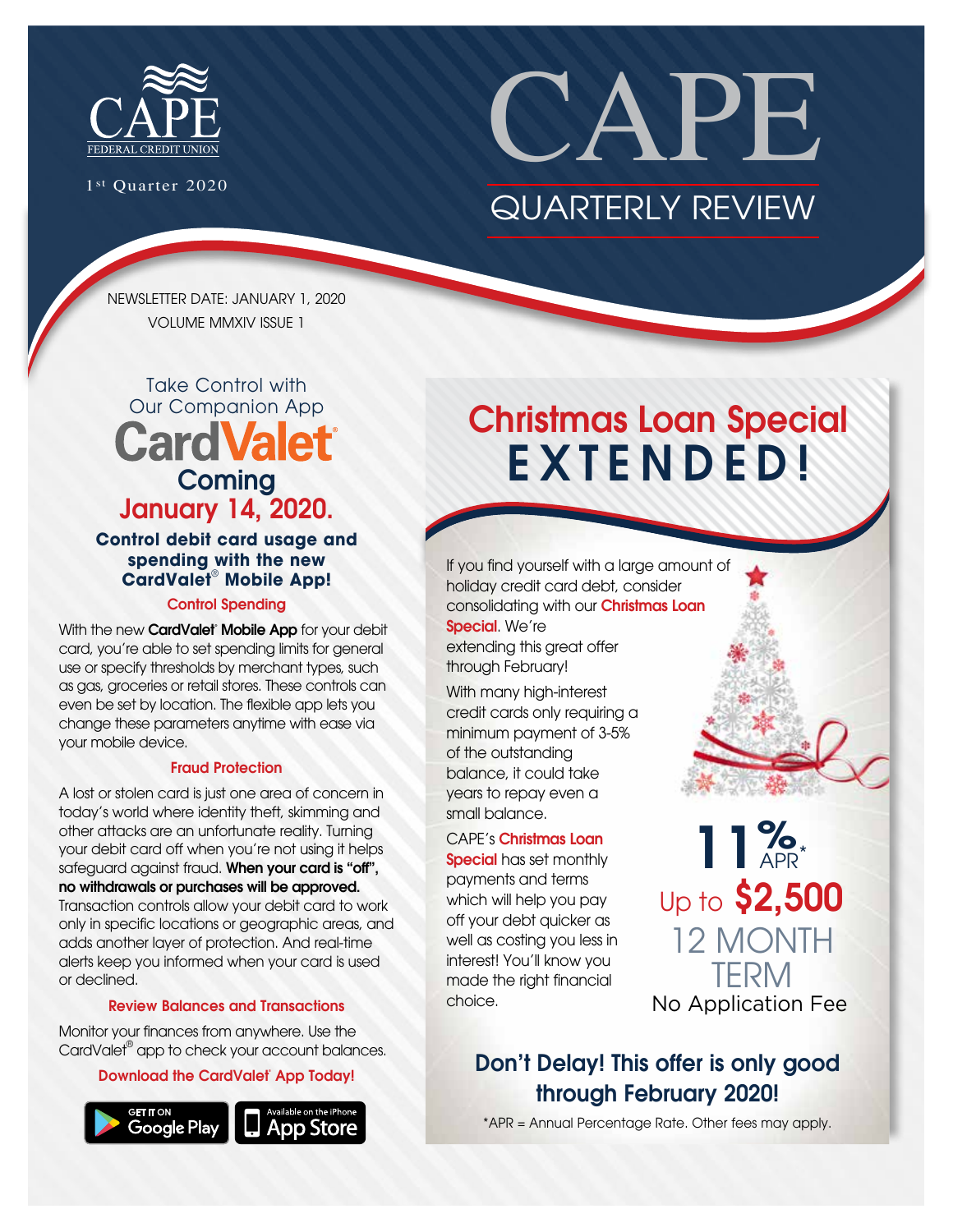CAPE FEDERAL CREDIT UNION

1st Quarter 2020

# CAPE QUARTERLY REVIEW

NEWSLETTER DATE: JANUARY 1, 2020
VOLUME MMXIV ISSUE 1

## Take Control with Our Companion App CardValet® Coming January 14, 2020.

### Control debit card usage and spending with the new CardValet® Mobile App!

#### Control Spending

With the new **CardValet® Mobile App** for your debit card, you're able to set spending limits for general use or specify thresholds by merchant types, such as gas, groceries or retail stores. These controls can even be set by location. The flexible app lets you change these parameters anytime with ease via your mobile device.

#### Fraud Protection

A lost or stolen card is just one area of concern in today's world where identity theft, skimming and other attacks are an unfortunate reality. Turning your debit card off when you're not using it helps safeguard against fraud. **When your card is "off", no withdrawals or purchases will be approved.** Transaction controls allow your debit card to work only in specific locations or geographic areas, and adds another layer of protection. And real-time alerts keep you informed when your card is used or declined.

#### Review Balances and Transactions

Monitor your finances from anywhere. Use the CardValet® app to check your account balances.

**Download the CardValet® App Today!**

GET IT ON Google Play | Available on the iPhone App Store

## Christmas Loan Special EXTENDED!

If you find yourself with a large amount of holiday credit card debt, consider consolidating with our **Christmas Loan Special**. We're extending this great offer through February!

With many high-interest credit cards only requiring a minimum payment of 3-5% of the outstanding balance, it could take years to repay even a small balance.

CAPE's **Christmas Loan Special** has set monthly payments and terms which will help you pay off your debt quicker as well as costing you less in interest! You'll know you made the right financial choice.

**11% APR***
Up to **$2,500**
12 MONTH TERM
No Application Fee

### Don't Delay! This offer is only good through February 2020!

*APR = Annual Percentage Rate. Other fees may apply.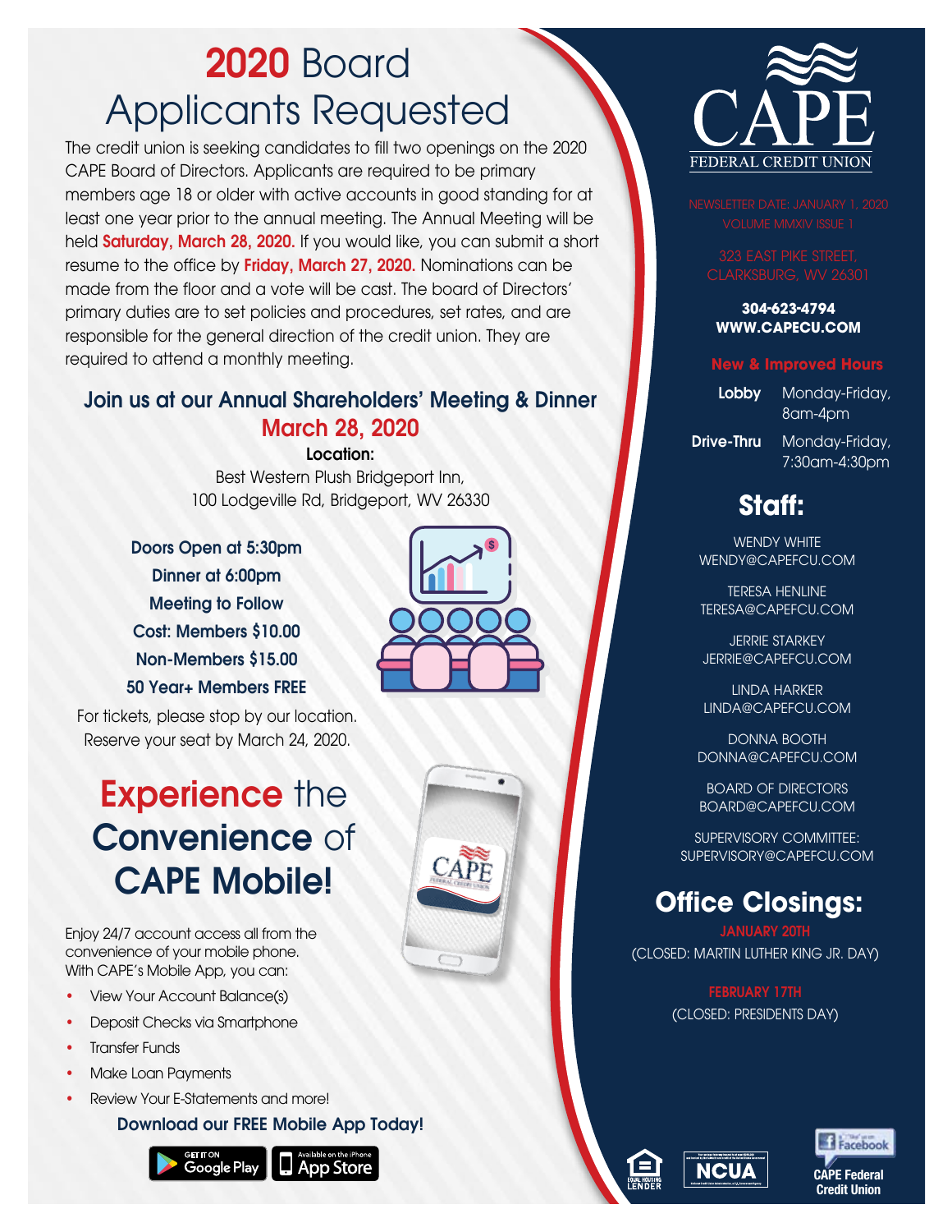# 2020 Board Applicants Requested

The credit union is seeking candidates to fill two openings on the 2020 CAPE Board of Directors. Applicants are required to be primary members age 18 or older with active accounts in good standing for at least one year prior to the annual meeting. The Annual Meeting will be held **Saturday, March 28, 2020.** If you would like, you can submit a short resume to the office by **Friday, March 27, 2020.** Nominations can be made from the floor and a vote will be cast. The board of Directors' primary duties are to set policies and procedures, set rates, and are responsible for the general direction of the credit union. They are required to attend a monthly meeting.

## Join us at our Annual Shareholders' Meeting & Dinner March 28, 2020

**Location:**
Best Western Plush Bridgeport Inn,
100 Lodgeville Rd, Bridgeport, WV 26330

**Doors Open at 5:30pm**
**Dinner at 6:00pm**
**Meeting to Follow**
**Cost: Members $10.00**
**Non-Members $15.00**
**50 Year+ Members FREE**

For tickets, please stop by our location.
Reserve your seat by March 24, 2020.

# Experience the Convenience of CAPE Mobile!

Enjoy 24/7 account access all from the convenience of your mobile phone. With CAPE's Mobile App, you can:

- View Your Account Balance(s)
- Deposit Checks via Smartphone
- Transfer Funds
- Make Loan Payments
- Review Your E-Statements and more!

**Download our FREE Mobile App Today!**

GET IT ON Google Play | Available on the iPhone App Store

CAPE FEDERAL CREDIT UNION

NEWSLETTER DATE: JANUARY 1, 2020
VOLUME MMXIV ISSUE 1

323 EAST PIKE STREET,
CLARKSBURG, WV 26301

**304-623-4794**
**WWW.CAPECU.COM**

**New & Improved Hours**

| | |
|---|---|
| **Lobby** | Monday-Friday, 8am-4pm |
| **Drive-Thru** | Monday-Friday, 7:30am-4:30pm |

## Staff:

WENDY WHITE
WENDY@CAPEFCU.COM

TERESA HENLINE
TERESA@CAPEFCU.COM

JERRIE STARKEY
JERRIE@CAPEFCU.COM

LINDA HARKER
LINDA@CAPEFCU.COM

DONNA BOOTH
DONNA@CAPEFCU.COM

BOARD OF DIRECTORS
BOARD@CAPEFCU.COM

SUPERVISORY COMMITTEE:
SUPERVISORY@CAPEFCU.COM

## Office Closings:

JANUARY 20TH
(CLOSED: MARTIN LUTHER KING JR. DAY)

FEBRUARY 17TH
(CLOSED: PRESIDENTS DAY)

EQUAL HOUSING LENDER

NCUA

"Like" us on Facebook
CAPE Federal Credit Union